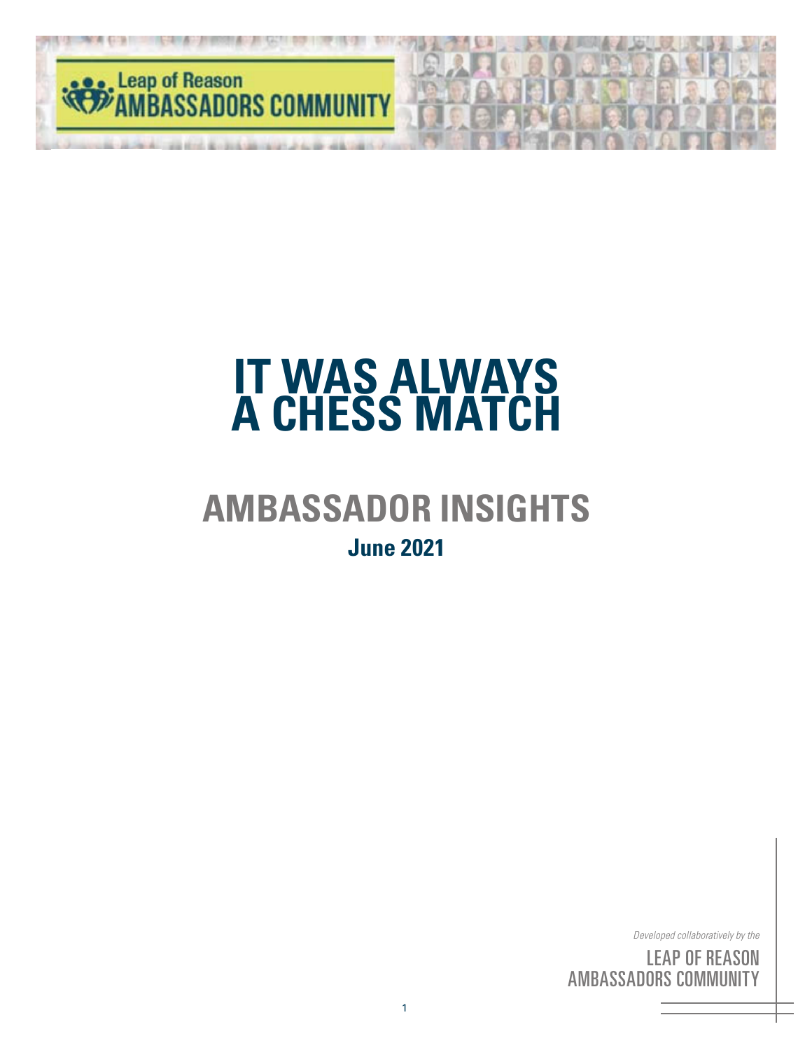Leap of Reason AMBASSADORS COMMUNITY

# IT WAS ALWAYS A CHESS MATCH

## AMBASSADOR INSIGHTS

**June 2021**

*Developed collaboratively by the*

LEAP OF REASON AMBASSADORS COMMUNITY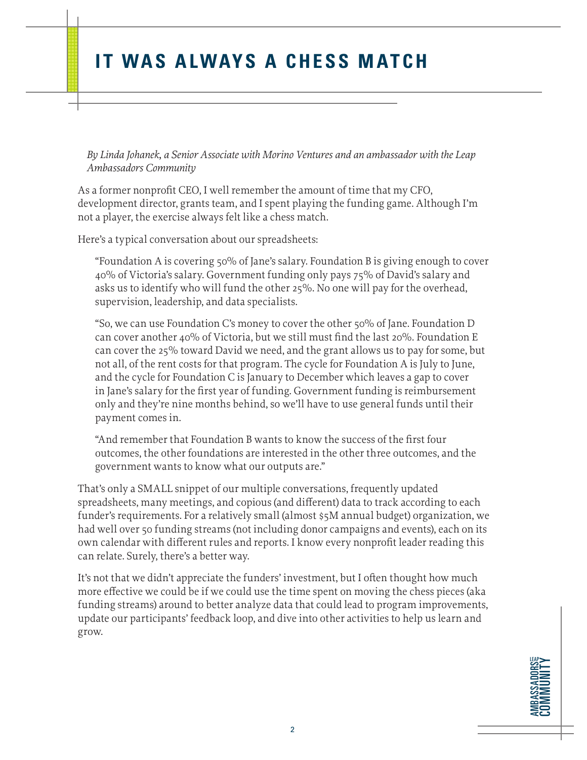# IT WAS ALWAYS A CHESS MATCH

*By Linda Johanek, a Senior Associate with Morino Ventures and an ambassador with the Leap Ambassadors Community*

As a former nonprofit CEO, I well remember the amount of time that my CFO, development director, grants team, and I spent playing the funding game. Although I'm not a player, the exercise always felt like a chess match.

Here's a typical conversation about our spreadsheets:

> "Foundation A is covering 50% of Jane's salary. Foundation B is giving enough to cover 40% of Victoria's salary. Government funding only pays 75% of David's salary and asks us to identify who will fund the other 25%. No one will pay for the overhead, supervision, leadership, and data specialists.
>
> "So, we can use Foundation C's money to cover the other 50% of Jane. Foundation D can cover another 40% of Victoria, but we still must find the last 20%. Foundation E can cover the 25% toward David we need, and the grant allows us to pay for some, but not all, of the rent costs for that program. The cycle for Foundation A is July to June, and the cycle for Foundation C is January to December which leaves a gap to cover in Jane's salary for the first year of funding. Government funding is reimbursement only and they're nine months behind, so we'll have to use general funds until their payment comes in.
>
> "And remember that Foundation B wants to know the success of the first four outcomes, the other foundations are interested in the other three outcomes, and the government wants to know what our outputs are."

That's only a SMALL snippet of our multiple conversations, frequently updated spreadsheets, many meetings, and copious (and different) data to track according to each funder's requirements. For a relatively small (almost $5M annual budget) organization, we had well over 50 funding streams (not including donor campaigns and events), each on its own calendar with different rules and reports. I know every nonprofit leader reading this can relate. Surely, there's a better way.

It's not that we didn't appreciate the funders' investment, but I often thought how much more effective we could be if we could use the time spent on moving the chess pieces (aka funding streams) around to better analyze data that could lead to program improvements, update our participants' feedback loop, and dive into other activities to help us learn and grow.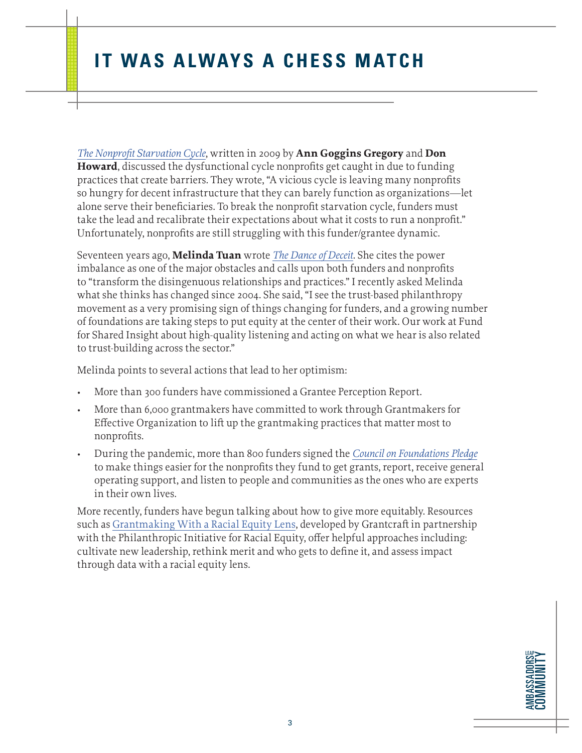# IT WAS ALWAYS A CHESS MATCH

*The Nonprofit Starvation Cycle*, written in 2009 by **Ann Goggins Gregory** and **Don Howard**, discussed the dysfunctional cycle nonprofits get caught in due to funding practices that create barriers. They wrote, "A vicious cycle is leaving many nonprofits so hungry for decent infrastructure that they can barely function as organizations—let alone serve their beneficiaries. To break the nonprofit starvation cycle, funders must take the lead and recalibrate their expectations about what it costs to run a nonprofit." Unfortunately, nonprofits are still struggling with this funder/grantee dynamic.

Seventeen years ago, **Melinda Tuan** wrote *The Dance of Deceit*. She cites the power imbalance as one of the major obstacles and calls upon both funders and nonprofits to "transform the disingenuous relationships and practices." I recently asked Melinda what she thinks has changed since 2004. She said, "I see the trust-based philanthropy movement as a very promising sign of things changing for funders, and a growing number of foundations are taking steps to put equity at the center of their work. Our work at Fund for Shared Insight about high-quality listening and acting on what we hear is also related to trust-building across the sector."

Melinda points to several actions that lead to her optimism:

- More than 300 funders have commissioned a Grantee Perception Report.
- More than 6,000 grantmakers have committed to work through Grantmakers for Effective Organization to lift up the grantmaking practices that matter most to nonprofits.
- During the pandemic, more than 800 funders signed the *Council on Foundations Pledge* to make things easier for the nonprofits they fund to get grants, report, receive general operating support, and listen to people and communities as the ones who are experts in their own lives.

More recently, funders have begun talking about how to give more equitably. Resources such as Grantmaking With a Racial Equity Lens, developed by Grantcraft in partnership with the Philanthropic Initiative for Racial Equity, offer helpful approaches including: cultivate new leadership, rethink merit and who gets to define it, and assess impact through data with a racial equity lens.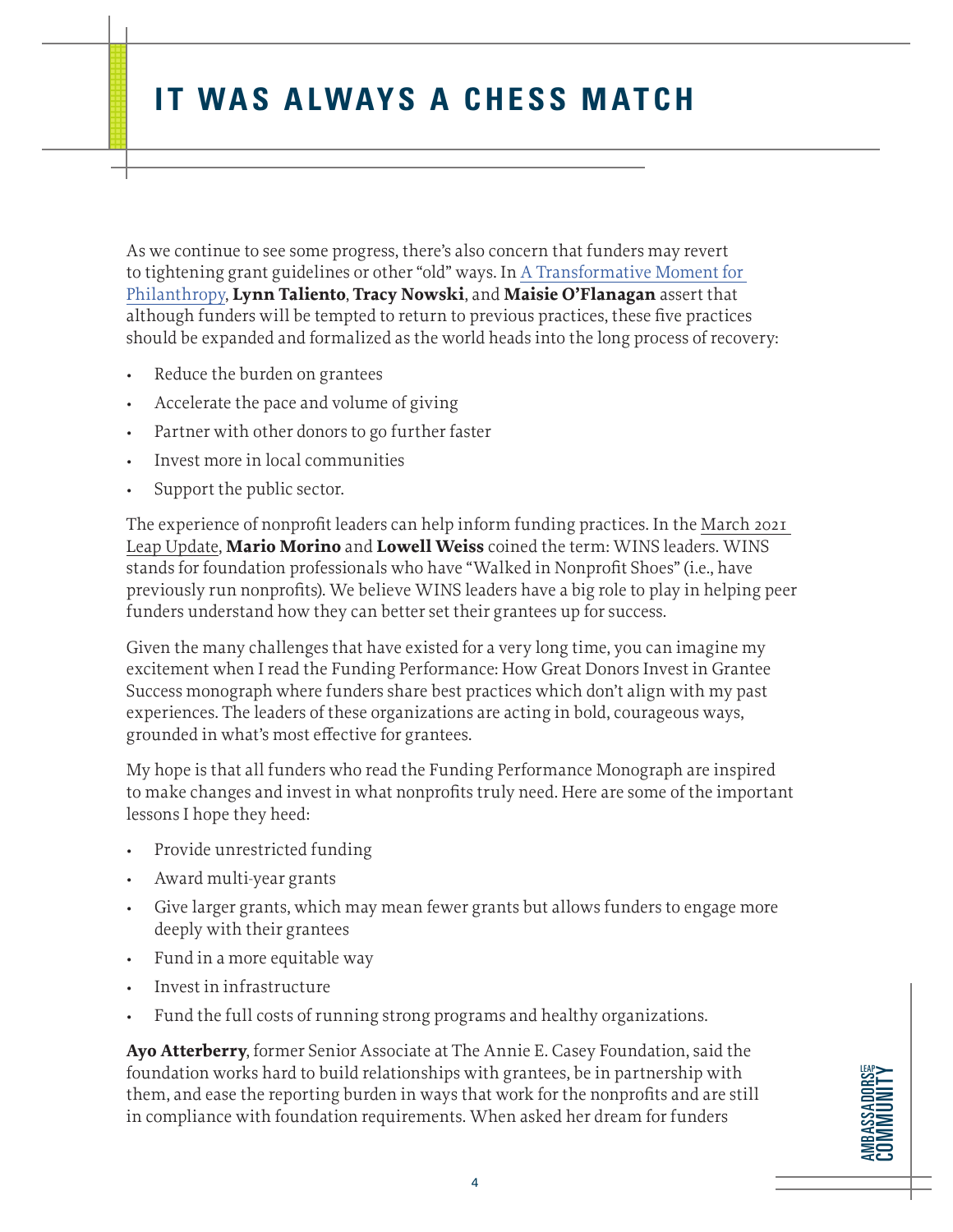# IT WAS ALWAYS A CHESS MATCH

As we continue to see some progress, there's also concern that funders may revert to tightening grant guidelines or other "old" ways. In A Transformative Moment for Philanthropy, **Lynn Taliento**, **Tracy Nowski**, and **Maisie O'Flanagan** assert that although funders will be tempted to return to previous practices, these five practices should be expanded and formalized as the world heads into the long process of recovery:

- Reduce the burden on grantees
- Accelerate the pace and volume of giving
- Partner with other donors to go further faster
- Invest more in local communities
- Support the public sector.

The experience of nonprofit leaders can help inform funding practices. In the March 2021 Leap Update, **Mario Morino** and **Lowell Weiss** coined the term: WINS leaders. WINS stands for foundation professionals who have "Walked in Nonprofit Shoes" (i.e., have previously run nonprofits). We believe WINS leaders have a big role to play in helping peer funders understand how they can better set their grantees up for success.

Given the many challenges that have existed for a very long time, you can imagine my excitement when I read the Funding Performance: How Great Donors Invest in Grantee Success monograph where funders share best practices which don't align with my past experiences. The leaders of these organizations are acting in bold, courageous ways, grounded in what's most effective for grantees.

My hope is that all funders who read the Funding Performance Monograph are inspired to make changes and invest in what nonprofits truly need. Here are some of the important lessons I hope they heed:

- Provide unrestricted funding
- Award multi-year grants
- Give larger grants, which may mean fewer grants but allows funders to engage more deeply with their grantees
- Fund in a more equitable way
- Invest in infrastructure
- Fund the full costs of running strong programs and healthy organizations.

**Ayo Atterberry**, former Senior Associate at The Annie E. Casey Foundation, said the foundation works hard to build relationships with grantees, be in partnership with them, and ease the reporting burden in ways that work for the nonprofits and are still in compliance with foundation requirements. When asked her dream for funders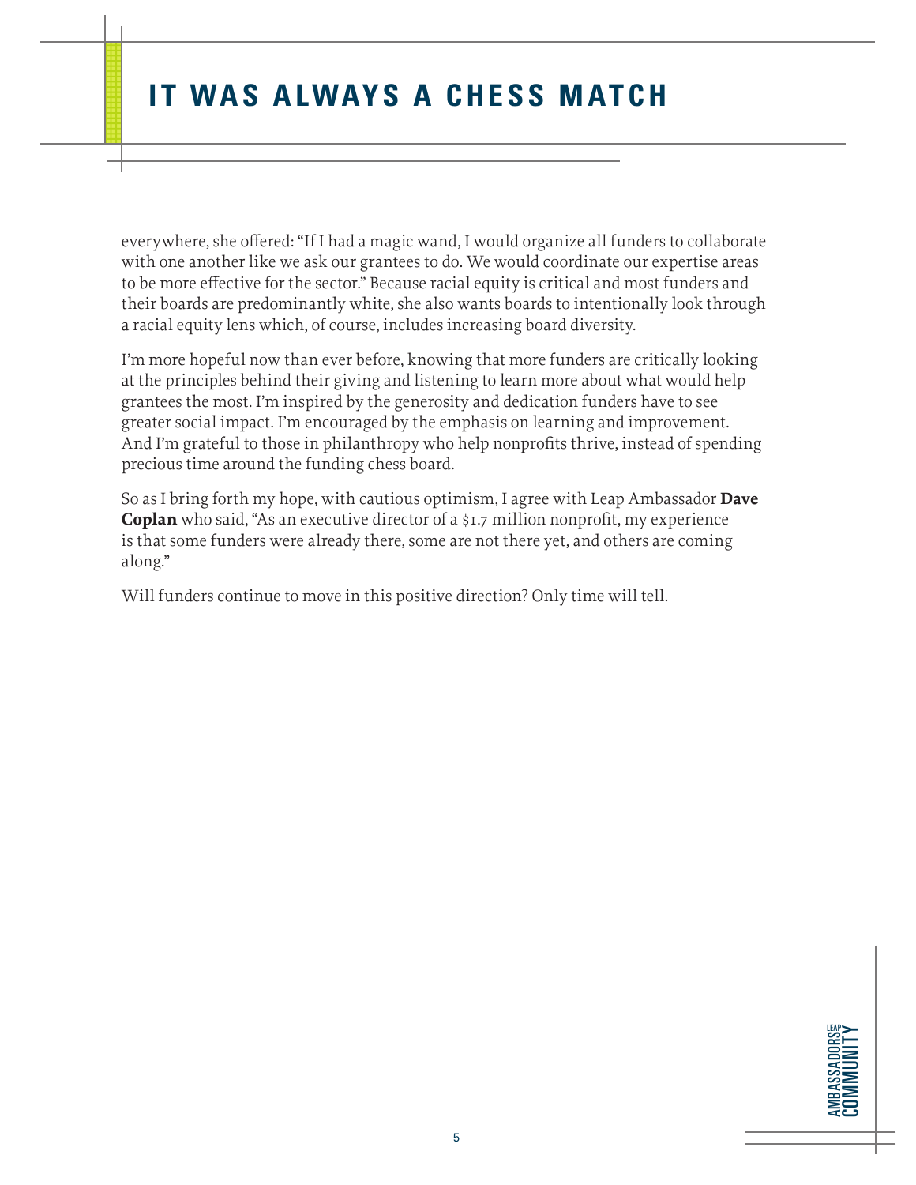everywhere, she offered: "If I had a magic wand, I would organize all funders to collaborate with one another like we ask our grantees to do. We would coordinate our expertise areas to be more effective for the sector." Because racial equity is critical and most funders and their boards are predominantly white, she also wants boards to intentionally look through a racial equity lens which, of course, includes increasing board diversity.

I'm more hopeful now than ever before, knowing that more funders are critically looking at the principles behind their giving and listening to learn more about what would help grantees the most. I'm inspired by the generosity and dedication funders have to see greater social impact. I'm encouraged by the emphasis on learning and improvement. And I'm grateful to those in philanthropy who help nonprofits thrive, instead of spending precious time around the funding chess board.

So as I bring forth my hope, with cautious optimism, I agree with Leap Ambassador **Dave Coplan** who said, "As an executive director of a $1.7 million nonprofit, my experience is that some funders were already there, some are not there yet, and others are coming along."

Will funders continue to move in this positive direction? Only time will tell.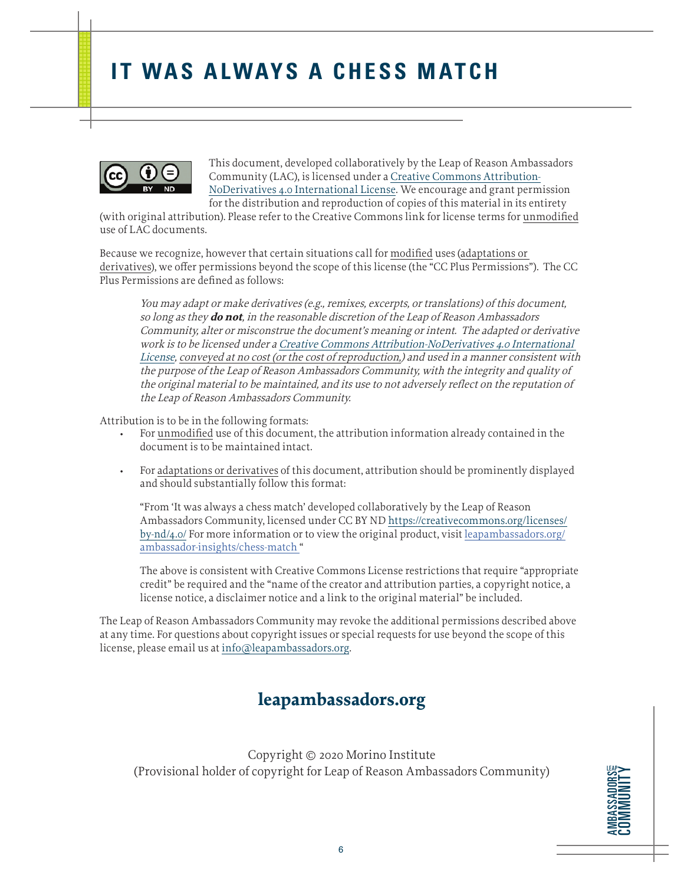# IT WAS ALWAYS A CHESS MATCH

This document, developed collaboratively by the Leap of Reason Ambassadors Community (LAC), is licensed under a Creative Commons Attribution-NoDerivatives 4.0 International License. We encourage and grant permission for the distribution and reproduction of copies of this material in its entirety (with original attribution). Please refer to the Creative Commons link for license terms for unmodified use of LAC documents.

Because we recognize, however that certain situations call for modified uses (adaptations or derivatives), we offer permissions beyond the scope of this license (the "CC Plus Permissions"). The CC Plus Permissions are defined as follows:

> *You may adapt or make derivatives (e.g., remixes, excerpts, or translations) of this document, so long as they **do not**, in the reasonable discretion of the Leap of Reason Ambassadors Community, alter or misconstrue the document's meaning or intent. The adapted or derivative work is to be licensed under a Creative Commons Attribution-NoDerivatives 4.0 International License, conveyed at no cost (or the cost of reproduction,) and used in a manner consistent with the purpose of the Leap of Reason Ambassadors Community, with the integrity and quality of the original material to be maintained, and its use to not adversely reflect on the reputation of the Leap of Reason Ambassadors Community.*

Attribution is to be in the following formats:

- For unmodified use of this document, the attribution information already contained in the document is to be maintained intact.
- For adaptations or derivatives of this document, attribution should be prominently displayed and should substantially follow this format:

  "From 'It was always a chess match' developed collaboratively by the Leap of Reason Ambassadors Community, licensed under CC BY ND https://creativecommons.org/licenses/by-nd/4.0/ For more information or to view the original product, visit leapambassadors.org/ambassador-insights/chess-match "

  The above is consistent with Creative Commons License restrictions that require "appropriate credit" be required and the "name of the creator and attribution parties, a copyright notice, a license notice, a disclaimer notice and a link to the original material" be included.

The Leap of Reason Ambassadors Community may revoke the additional permissions described above at any time. For questions about copyright issues or special requests for use beyond the scope of this license, please email us at info@leapambassadors.org.

**leapambassadors.org**

Copyright © 2020 Morino Institute
(Provisional holder of copyright for Leap of Reason Ambassadors Community)

LEAP AMBASSADORS COMMUNITY